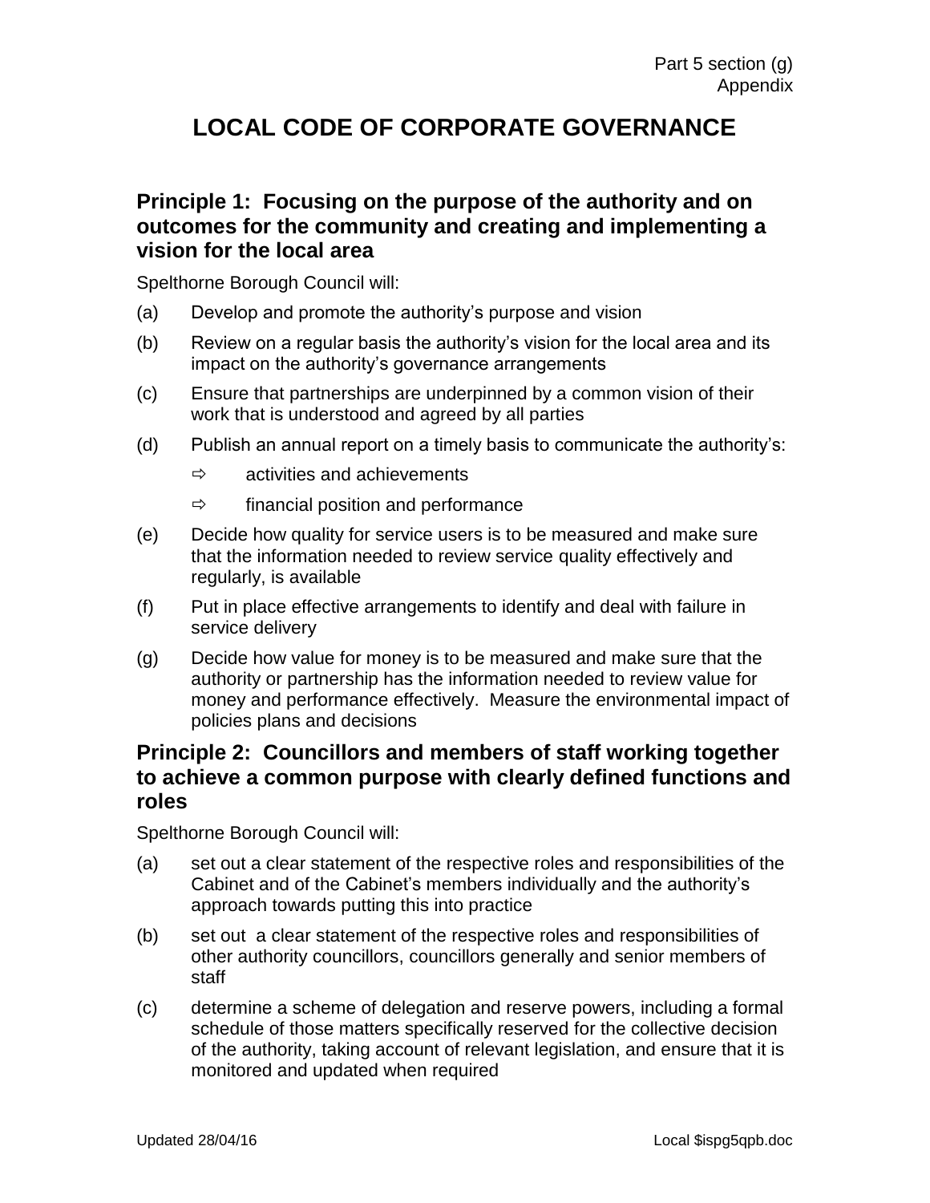Part 5 section (g)
Appendix

# LOCAL CODE OF CORPORATE GOVERNANCE

## Principle 1: Focusing on the purpose of the authority and on outcomes for the community and creating and implementing a vision for the local area

Spelthorne Borough Council will:

(a) Develop and promote the authority's purpose and vision

(b) Review on a regular basis the authority's vision for the local area and its impact on the authority's governance arrangements

(c) Ensure that partnerships are underpinned by a common vision of their work that is understood and agreed by all parties

(d) Publish an annual report on a timely basis to communicate the authority's:

- ⇨ activities and achievements
- ⇨ financial position and performance

(e) Decide how quality for service users is to be measured and make sure that the information needed to review service quality effectively and regularly, is available

(f) Put in place effective arrangements to identify and deal with failure in service delivery

(g) Decide how value for money is to be measured and make sure that the authority or partnership has the information needed to review value for money and performance effectively. Measure the environmental impact of policies plans and decisions

## Principle 2: Councillors and members of staff working together to achieve a common purpose with clearly defined functions and roles

Spelthorne Borough Council will:

(a) set out a clear statement of the respective roles and responsibilities of the Cabinet and of the Cabinet's members individually and the authority's approach towards putting this into practice

(b) set out a clear statement of the respective roles and responsibilities of other authority councillors, councillors generally and senior members of staff

(c) determine a scheme of delegation and reserve powers, including a formal schedule of those matters specifically reserved for the collective decision of the authority, taking account of relevant legislation, and ensure that it is monitored and updated when required

Updated 28/04/16 Local $ispg5qpb.doc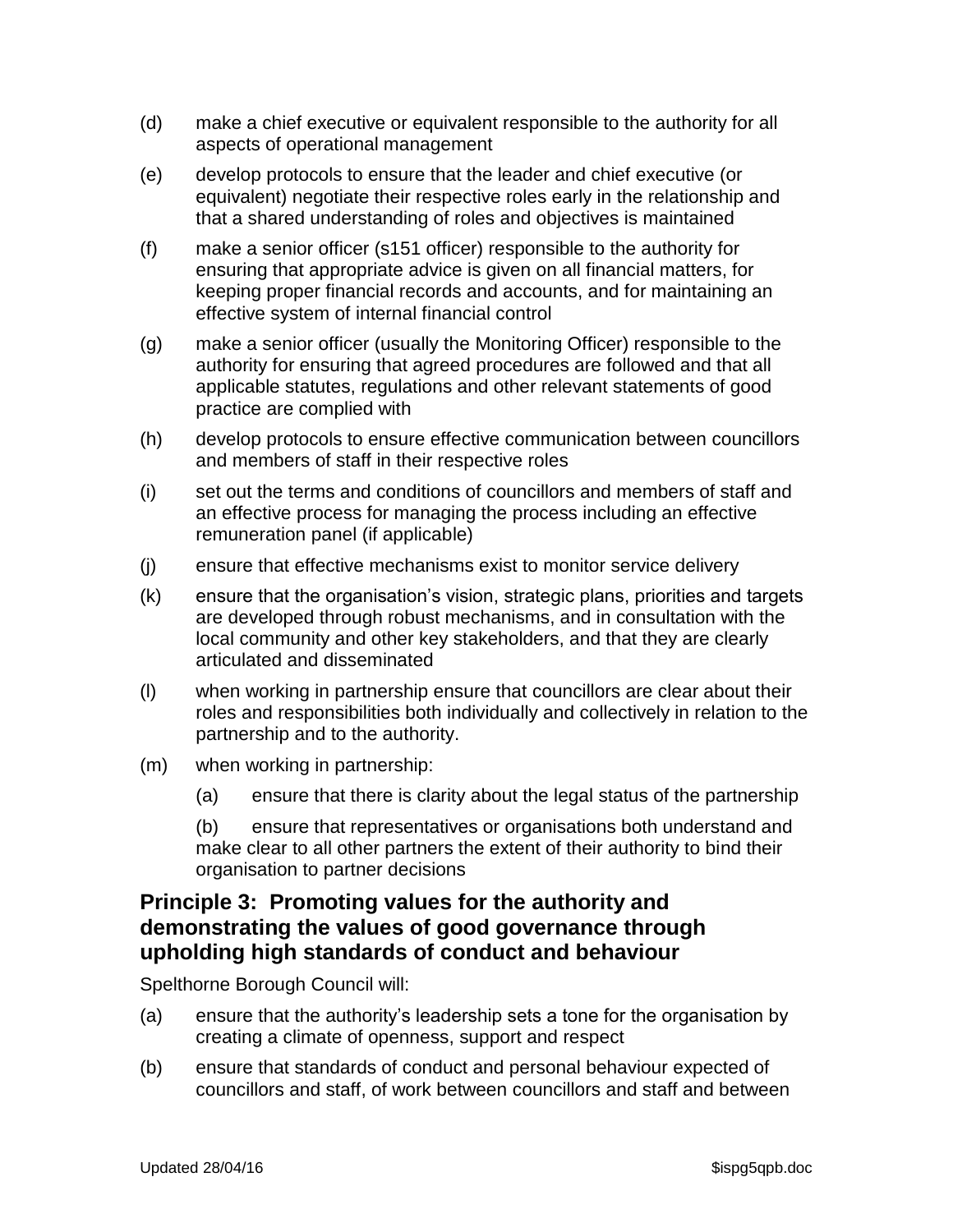(d) make a chief executive or equivalent responsible to the authority for all aspects of operational management

(e) develop protocols to ensure that the leader and chief executive (or equivalent) negotiate their respective roles early in the relationship and that a shared understanding of roles and objectives is maintained

(f) make a senior officer (s151 officer) responsible to the authority for ensuring that appropriate advice is given on all financial matters, for keeping proper financial records and accounts, and for maintaining an effective system of internal financial control

(g) make a senior officer (usually the Monitoring Officer) responsible to the authority for ensuring that agreed procedures are followed and that all applicable statutes, regulations and other relevant statements of good practice are complied with

(h) develop protocols to ensure effective communication between councillors and members of staff in their respective roles

(i) set out the terms and conditions of councillors and members of staff and an effective process for managing the process including an effective remuneration panel (if applicable)

(j) ensure that effective mechanisms exist to monitor service delivery

(k) ensure that the organisation's vision, strategic plans, priorities and targets are developed through robust mechanisms, and in consultation with the local community and other key stakeholders, and that they are clearly articulated and disseminated

(l) when working in partnership ensure that councillors are clear about their roles and responsibilities both individually and collectively in relation to the partnership and to the authority.

(m) when working in partnership:

 (a) ensure that there is clarity about the legal status of the partnership

 (b) ensure that representatives or organisations both understand and make clear to all other partners the extent of their authority to bind their organisation to partner decisions

## Principle 3: Promoting values for the authority and demonstrating the values of good governance through upholding high standards of conduct and behaviour

Spelthorne Borough Council will:

(a) ensure that the authority's leadership sets a tone for the organisation by creating a climate of openness, support and respect

(b) ensure that standards of conduct and personal behaviour expected of councillors and staff, of work between councillors and staff and between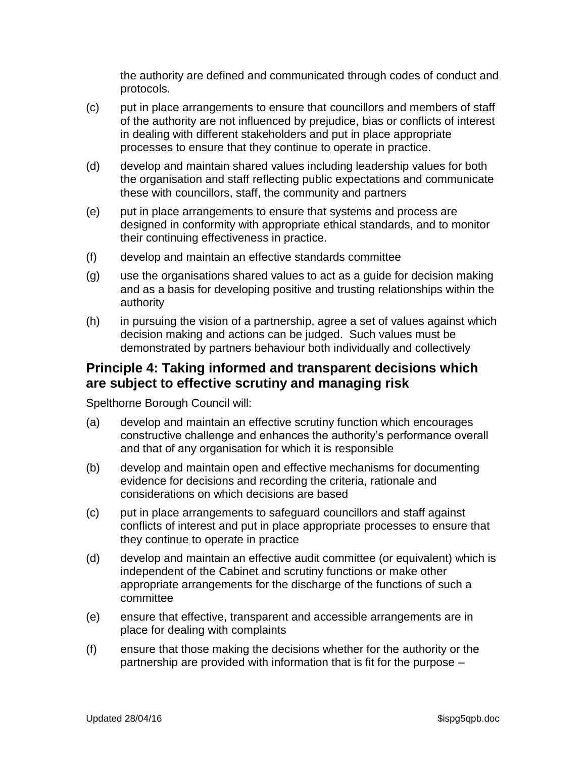the authority are defined and communicated through codes of conduct and protocols.

(c) put in place arrangements to ensure that councillors and members of staff of the authority are not influenced by prejudice, bias or conflicts of interest in dealing with different stakeholders and put in place appropriate processes to ensure that they continue to operate in practice.

(d) develop and maintain shared values including leadership values for both the organisation and staff reflecting public expectations and communicate these with councillors, staff, the community and partners

(e) put in place arrangements to ensure that systems and process are designed in conformity with appropriate ethical standards, and to monitor their continuing effectiveness in practice.

(f) develop and maintain an effective standards committee

(g) use the organisations shared values to act as a guide for decision making and as a basis for developing positive and trusting relationships within the authority

(h) in pursuing the vision of a partnership, agree a set of values against which decision making and actions can be judged. Such values must be demonstrated by partners behaviour both individually and collectively

## Principle 4: Taking informed and transparent decisions which are subject to effective scrutiny and managing risk

Spelthorne Borough Council will:

(a) develop and maintain an effective scrutiny function which encourages constructive challenge and enhances the authority's performance overall and that of any organisation for which it is responsible

(b) develop and maintain open and effective mechanisms for documenting evidence for decisions and recording the criteria, rationale and considerations on which decisions are based

(c) put in place arrangements to safeguard councillors and staff against conflicts of interest and put in place appropriate processes to ensure that they continue to operate in practice

(d) develop and maintain an effective audit committee (or equivalent) which is independent of the Cabinet and scrutiny functions or make other appropriate arrangements for the discharge of the functions of such a committee

(e) ensure that effective, transparent and accessible arrangements are in place for dealing with complaints

(f) ensure that those making the decisions whether for the authority or the partnership are provided with information that is fit for the purpose –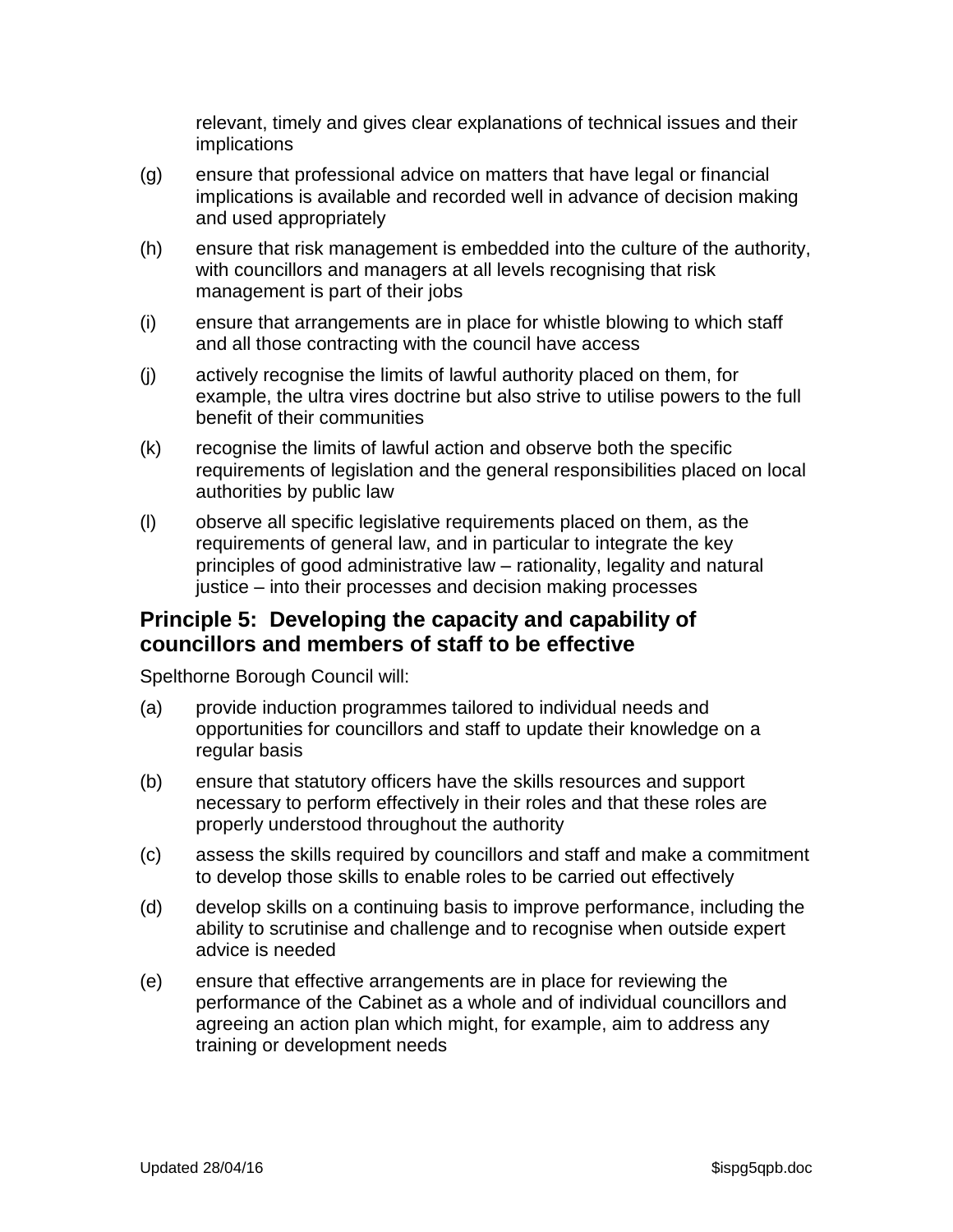relevant, timely and gives clear explanations of technical issues and their implications

(g) ensure that professional advice on matters that have legal or financial implications is available and recorded well in advance of decision making and used appropriately

(h) ensure that risk management is embedded into the culture of the authority, with councillors and managers at all levels recognising that risk management is part of their jobs

(i) ensure that arrangements are in place for whistle blowing to which staff and all those contracting with the council have access

(j) actively recognise the limits of lawful authority placed on them, for example, the ultra vires doctrine but also strive to utilise powers to the full benefit of their communities

(k) recognise the limits of lawful action and observe both the specific requirements of legislation and the general responsibilities placed on local authorities by public law

(l) observe all specific legislative requirements placed on them, as the requirements of general law, and in particular to integrate the key principles of good administrative law – rationality, legality and natural justice – into their processes and decision making processes

## Principle 5: Developing the capacity and capability of councillors and members of staff to be effective

Spelthorne Borough Council will:

(a) provide induction programmes tailored to individual needs and opportunities for councillors and staff to update their knowledge on a regular basis

(b) ensure that statutory officers have the skills resources and support necessary to perform effectively in their roles and that these roles are properly understood throughout the authority

(c) assess the skills required by councillors and staff and make a commitment to develop those skills to enable roles to be carried out effectively

(d) develop skills on a continuing basis to improve performance, including the ability to scrutinise and challenge and to recognise when outside expert advice is needed

(e) ensure that effective arrangements are in place for reviewing the performance of the Cabinet as a whole and of individual councillors and agreeing an action plan which might, for example, aim to address any training or development needs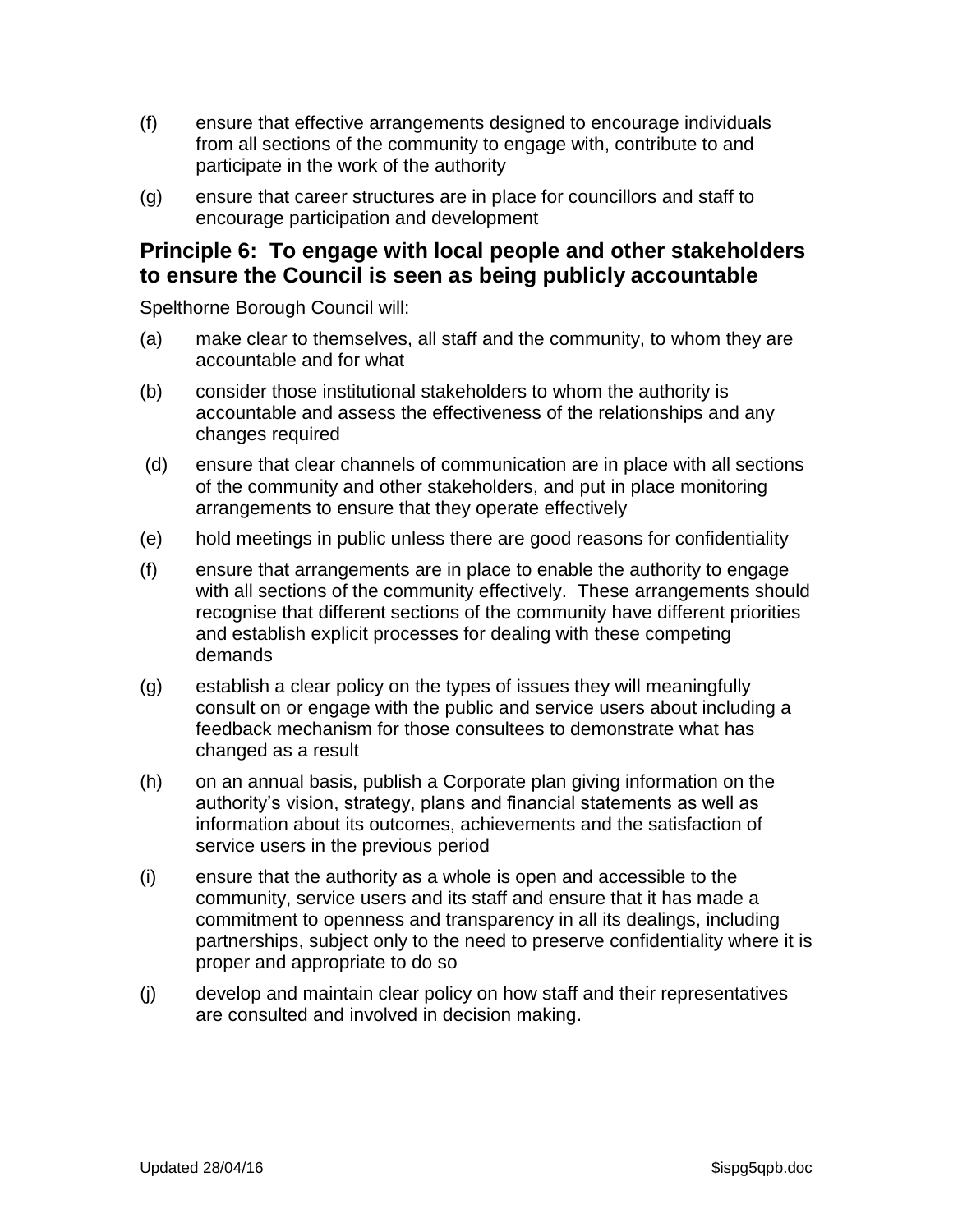(f) ensure that effective arrangements designed to encourage individuals from all sections of the community to engage with, contribute to and participate in the work of the authority

(g) ensure that career structures are in place for councillors and staff to encourage participation and development

## Principle 6: To engage with local people and other stakeholders to ensure the Council is seen as being publicly accountable

Spelthorne Borough Council will:

(a) make clear to themselves, all staff and the community, to whom they are accountable and for what

(b) consider those institutional stakeholders to whom the authority is accountable and assess the effectiveness of the relationships and any changes required

(d) ensure that clear channels of communication are in place with all sections of the community and other stakeholders, and put in place monitoring arrangements to ensure that they operate effectively

(e) hold meetings in public unless there are good reasons for confidentiality

(f) ensure that arrangements are in place to enable the authority to engage with all sections of the community effectively. These arrangements should recognise that different sections of the community have different priorities and establish explicit processes for dealing with these competing demands

(g) establish a clear policy on the types of issues they will meaningfully consult on or engage with the public and service users about including a feedback mechanism for those consultees to demonstrate what has changed as a result

(h) on an annual basis, publish a Corporate plan giving information on the authority's vision, strategy, plans and financial statements as well as information about its outcomes, achievements and the satisfaction of service users in the previous period

(i) ensure that the authority as a whole is open and accessible to the community, service users and its staff and ensure that it has made a commitment to openness and transparency in all its dealings, including partnerships, subject only to the need to preserve confidentiality where it is proper and appropriate to do so

(j) develop and maintain clear policy on how staff and their representatives are consulted and involved in decision making.